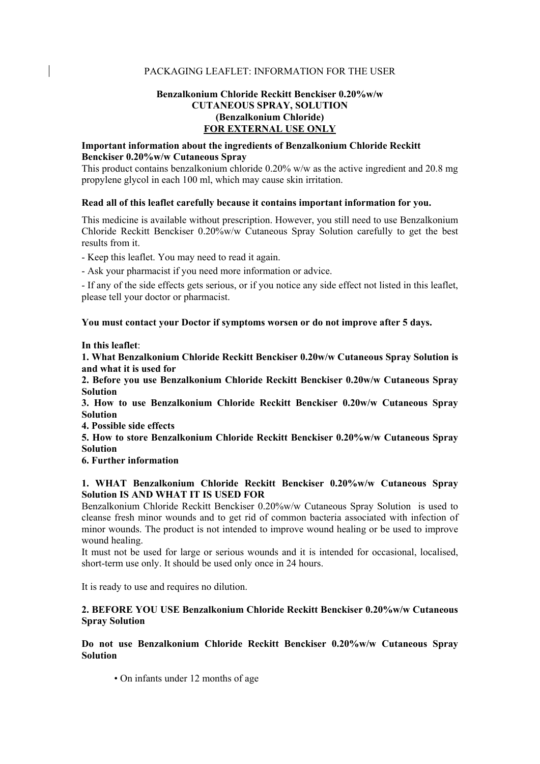PACKAGING LEAFLET: INFORMATION FOR THE USER

**Benzalkonium Chloride Reckitt Benckiser 0.20%w/w**
**CUTANEOUS SPRAY, SOLUTION**
**(Benzalkonium Chloride)**
**FOR EXTERNAL USE ONLY**

**Important information about the ingredients of Benzalkonium Chloride Reckitt Benckiser 0.20%w/w Cutaneous Spray**

This product contains benzalkonium chloride 0.20% w/w as the active ingredient and 20.8 mg propylene glycol in each 100 ml, which may cause skin irritation.

**Read all of this leaflet carefully because it contains important information for you.**

This medicine is available without prescription. However, you still need to use Benzalkonium Chloride Reckitt Benckiser 0.20%w/w Cutaneous Spray Solution carefully to get the best results from it.

- Keep this leaflet. You may need to read it again.
- Ask your pharmacist if you need more information or advice.
- If any of the side effects gets serious, or if you notice any side effect not listed in this leaflet, please tell your doctor or pharmacist.

**You must contact your Doctor if symptoms worsen or do not improve after 5 days.**

**In this leaflet**:

**1. What Benzalkonium Chloride Reckitt Benckiser 0.20w/w Cutaneous Spray Solution is and what it is used for**
**2. Before you use Benzalkonium Chloride Reckitt Benckiser 0.20w/w Cutaneous Spray Solution**
**3. How to use Benzalkonium Chloride Reckitt Benckiser 0.20w/w Cutaneous Spray Solution**
**4. Possible side effects**
**5. How to store Benzalkonium Chloride Reckitt Benckiser 0.20%w/w Cutaneous Spray Solution**
**6. Further information**

## 1. WHAT Benzalkonium Chloride Reckitt Benckiser 0.20%w/w Cutaneous Spray Solution IS AND WHAT IT IS USED FOR

Benzalkonium Chloride Reckitt Benckiser 0.20%w/w Cutaneous Spray Solution is used to cleanse fresh minor wounds and to get rid of common bacteria associated with infection of minor wounds. The product is not intended to improve wound healing or be used to improve wound healing.

It must not be used for large or serious wounds and it is intended for occasional, localised, short-term use only. It should be used only once in 24 hours.

It is ready to use and requires no dilution.

## 2. BEFORE YOU USE Benzalkonium Chloride Reckitt Benckiser 0.20%w/w Cutaneous Spray Solution

**Do not use Benzalkonium Chloride Reckitt Benckiser 0.20%w/w Cutaneous Spray Solution**

- On infants under 12 months of age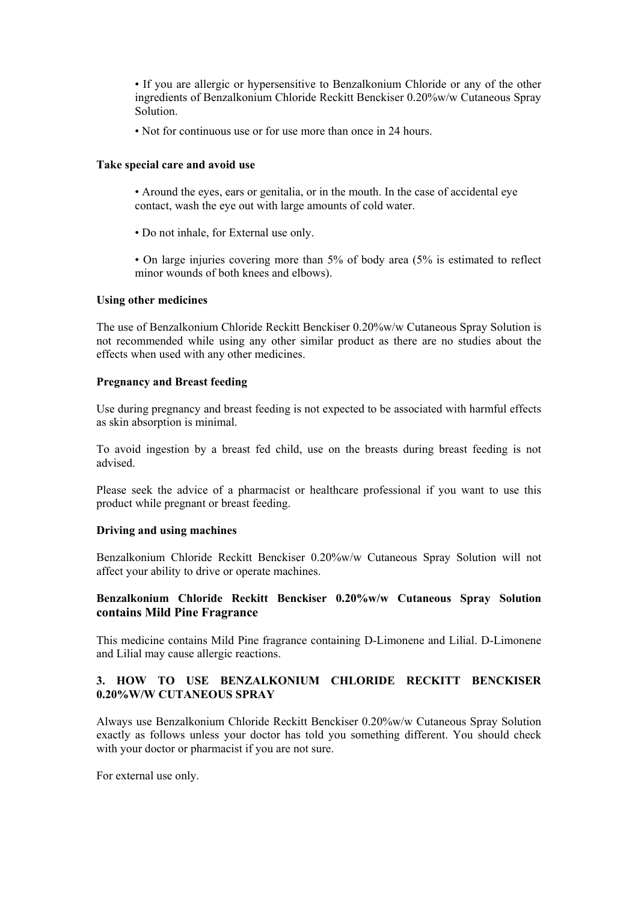- If you are allergic or hypersensitive to Benzalkonium Chloride or any of the other ingredients of Benzalkonium Chloride Reckitt Benckiser 0.20%w/w Cutaneous Spray Solution.
- Not for continuous use or for use more than once in 24 hours.

**Take special care and avoid use**

- Around the eyes, ears or genitalia, or in the mouth. In the case of accidental eye contact, wash the eye out with large amounts of cold water.
- Do not inhale, for External use only.
- On large injuries covering more than 5% of body area (5% is estimated to reflect minor wounds of both knees and elbows).

**Using other medicines**

The use of Benzalkonium Chloride Reckitt Benckiser 0.20%w/w Cutaneous Spray Solution is not recommended while using any other similar product as there are no studies about the effects when used with any other medicines.

**Pregnancy and Breast feeding**

Use during pregnancy and breast feeding is not expected to be associated with harmful effects as skin absorption is minimal.

To avoid ingestion by a breast fed child, use on the breasts during breast feeding is not advised.

Please seek the advice of a pharmacist or healthcare professional if you want to use this product while pregnant or breast feeding.

**Driving and using machines**

Benzalkonium Chloride Reckitt Benckiser 0.20%w/w Cutaneous Spray Solution will not affect your ability to drive or operate machines.

**Benzalkonium Chloride Reckitt Benckiser 0.20%w/w Cutaneous Spray Solution contains Mild Pine Fragrance**

This medicine contains Mild Pine fragrance containing D-Limonene and Lilial. D-Limonene and Lilial may cause allergic reactions.

## 3. HOW TO USE BENZALKONIUM CHLORIDE RECKITT BENCKISER 0.20%W/W CUTANEOUS SPRAY

Always use Benzalkonium Chloride Reckitt Benckiser 0.20%w/w Cutaneous Spray Solution exactly as follows unless your doctor has told you something different. You should check with your doctor or pharmacist if you are not sure.

For external use only.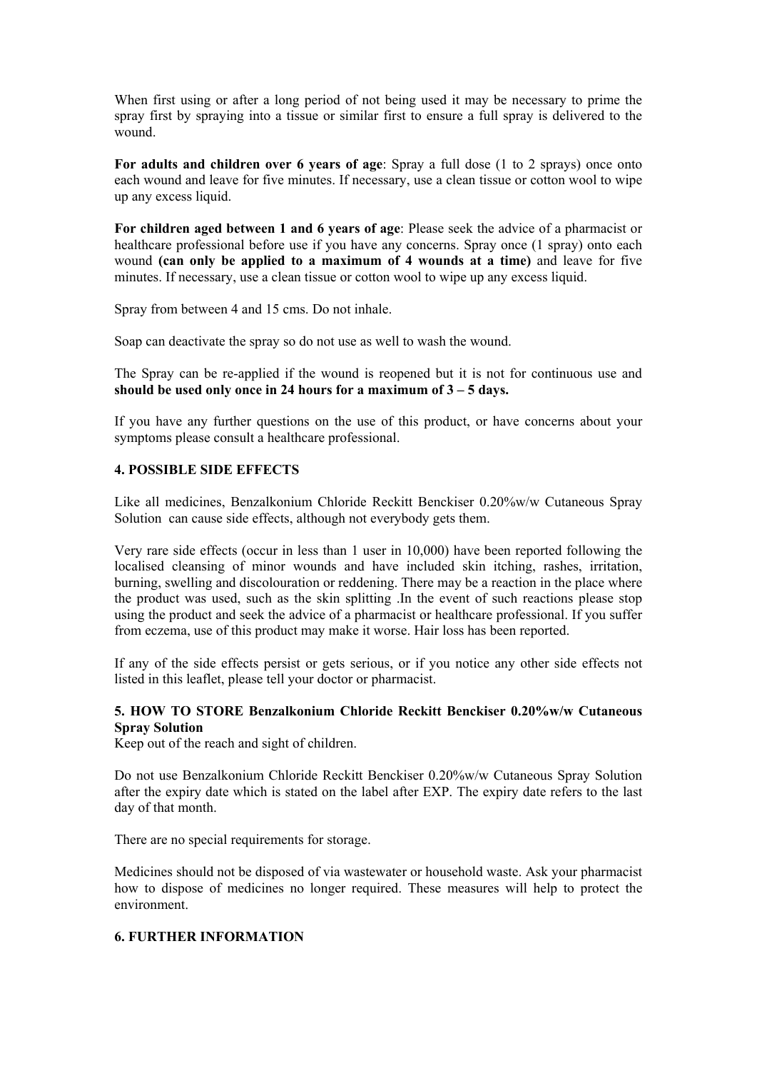When first using or after a long period of not being used it may be necessary to prime the spray first by spraying into a tissue or similar first to ensure a full spray is delivered to the wound.

**For adults and children over 6 years of age**: Spray a full dose (1 to 2 sprays) once onto each wound and leave for five minutes. If necessary, use a clean tissue or cotton wool to wipe up any excess liquid.

**For children aged between 1 and 6 years of age**: Please seek the advice of a pharmacist or healthcare professional before use if you have any concerns. Spray once (1 spray) onto each wound **(can only be applied to a maximum of 4 wounds at a time)** and leave for five minutes. If necessary, use a clean tissue or cotton wool to wipe up any excess liquid.

Spray from between 4 and 15 cms. Do not inhale.

Soap can deactivate the spray so do not use as well to wash the wound.

The Spray can be re-applied if the wound is reopened but it is not for continuous use and **should be used only once in 24 hours for a maximum of 3 – 5 days.**

If you have any further questions on the use of this product, or have concerns about your symptoms please consult a healthcare professional.

## 4. POSSIBLE SIDE EFFECTS

Like all medicines, Benzalkonium Chloride Reckitt Benckiser 0.20%w/w Cutaneous Spray Solution can cause side effects, although not everybody gets them.

Very rare side effects (occur in less than 1 user in 10,000) have been reported following the localised cleansing of minor wounds and have included skin itching, rashes, irritation, burning, swelling and discolouration or reddening. There may be a reaction in the place where the product was used, such as the skin splitting .In the event of such reactions please stop using the product and seek the advice of a pharmacist or healthcare professional. If you suffer from eczema, use of this product may make it worse. Hair loss has been reported.

If any of the side effects persist or gets serious, or if you notice any other side effects not listed in this leaflet, please tell your doctor or pharmacist.

## 5. HOW TO STORE Benzalkonium Chloride Reckitt Benckiser 0.20%w/w Cutaneous Spray Solution

Keep out of the reach and sight of children.

Do not use Benzalkonium Chloride Reckitt Benckiser 0.20%w/w Cutaneous Spray Solution after the expiry date which is stated on the label after EXP. The expiry date refers to the last day of that month.

There are no special requirements for storage.

Medicines should not be disposed of via wastewater or household waste. Ask your pharmacist how to dispose of medicines no longer required. These measures will help to protect the environment.

## 6. FURTHER INFORMATION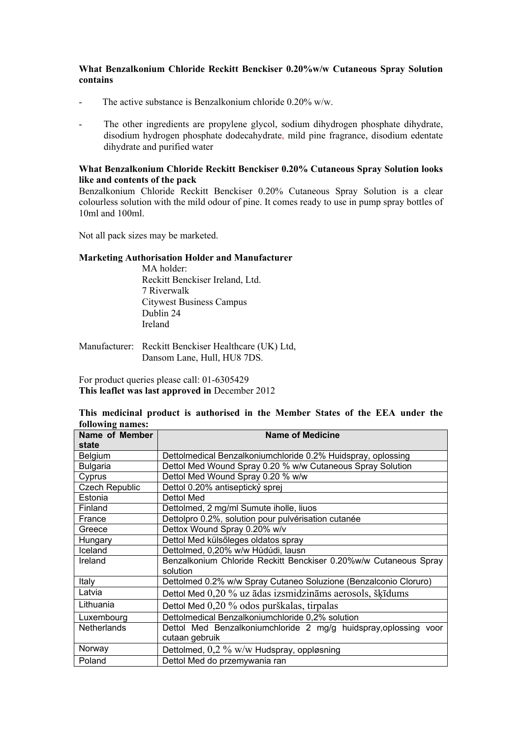**What Benzalkonium Chloride Reckitt Benckiser 0.20%w/w Cutaneous Spray Solution contains**

- The active substance is Benzalkonium chloride 0.20% w/w.
- The other ingredients are propylene glycol, sodium dihydrogen phosphate dihydrate, disodium hydrogen phosphate dodecahydrate, mild pine fragrance, disodium edentate dihydrate and purified water

**What Benzalkonium Chloride Reckitt Benckiser 0.20% Cutaneous Spray Solution looks like and contents of the pack**

Benzalkonium Chloride Reckitt Benckiser 0.20% Cutaneous Spray Solution is a clear colourless solution with the mild odour of pine. It comes ready to use in pump spray bottles of 10ml and 100ml.

Not all pack sizes may be marketed.

**Marketing Authorisation Holder and Manufacturer**

MA holder:
Reckitt Benckiser Ireland, Ltd.
7 Riverwalk
Citywest Business Campus
Dublin 24
Ireland

Manufacturer: Reckitt Benckiser Healthcare (UK) Ltd,
Dansom Lane, Hull, HU8 7DS.

For product queries please call: 01-6305429
**This leaflet was last approved in** December 2012

**This medicinal product is authorised in the Member States of the EEA under the following names:**

| Name of Member state | Name of Medicine |
|---|---|
| Belgium | Dettolmedical Benzalkoniumchloride 0.2% Huidspray, oplossing |
| Bulgaria | Dettol Med Wound Spray 0.20 % w/w Cutaneous Spray Solution |
| Cyprus | Dettol Med Wound Spray 0.20 % w/w |
| Czech Republic | Dettol 0.20% antiseptický sprej |
| Estonia | Dettol Med |
| Finland | Dettolmed, 2 mg/ml Sumute iholle, liuos |
| France | Dettolpro 0.2%, solution pour pulvérisation cutanée |
| Greece | Dettox Wound Spray 0.20% w/v |
| Hungary | Dettol Med külsőleges oldatos spray |
| Iceland | Dettolmed, 0,20% w/w Húðúði, lausn |
| Ireland | Benzalkonium Chloride Reckitt Benckiser 0.20%w/w Cutaneous Spray solution |
| Italy | Dettolmed 0.2% w/w Spray Cutaneo Soluzione (Benzalconio Cloruro) |
| Latvia | Dettol Med 0,20 % uz ādas izsmidzināms aerosols, šķīdums |
| Lithuania | Dettol Med 0,20 % odos purškalas, tirpalas |
| Luxembourg | Dettolmedical Benzalkoniumchloride 0,2% solution |
| Netherlands | Dettol Med Benzalkoniumchloride 2 mg/g huidspray,oplossing voor cutaan gebruik |
| Norway | Dettolmed, 0,2 % w/w Hudspray, oppløsning |
| Poland | Dettol Med do przemywania ran |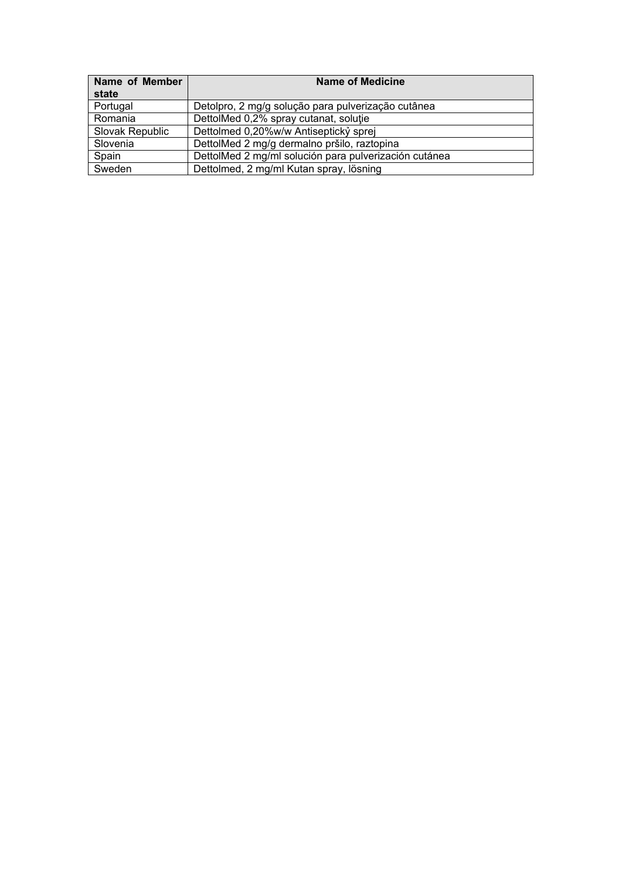| Name of Member state | Name of Medicine |
|---|---|
| Portugal | Detolpro, 2 mg/g solução para pulverização cutânea |
| Romania | DettolMed 0,2% spray cutanat, soluţie |
| Slovak Republic | Dettolmed 0,20%w/w Antiseptický sprej |
| Slovenia | DettolMed 2 mg/g dermalno pršilo, raztopina |
| Spain | DettolMed 2 mg/ml solución para pulverización cutánea |
| Sweden | Dettolmed, 2 mg/ml Kutan spray, lösning |